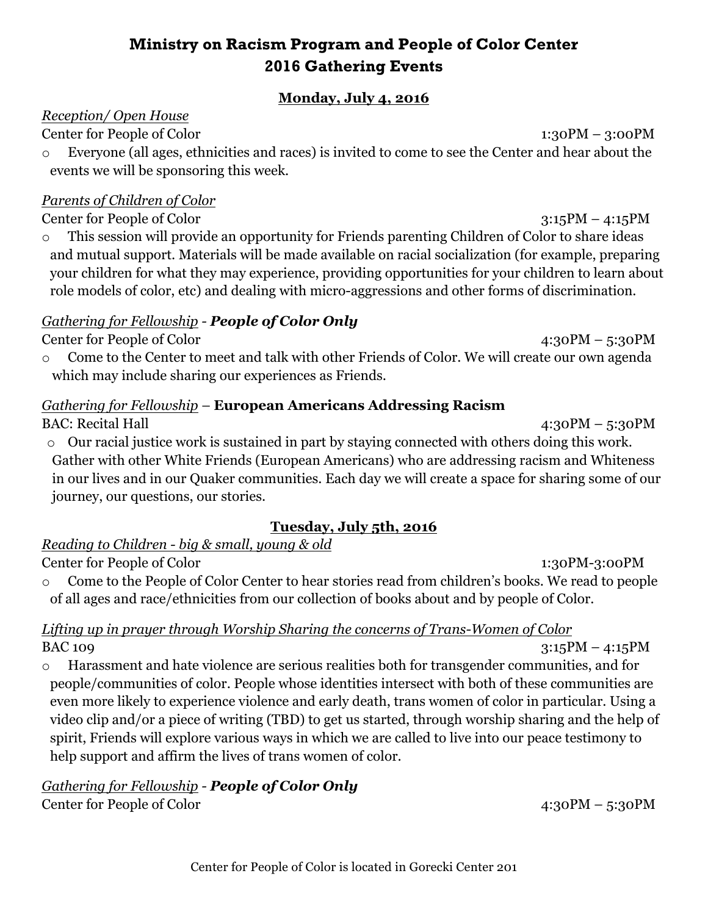# Ministry on Racism Program and People of Color Center
# 2016 Gathering Events

## Monday, July 4, 2016

*Reception/ Open House*

Center for People of Color 1:30PM – 3:00PM

- Everyone (all ages, ethnicities and races) is invited to come to see the Center and hear about the events we will be sponsoring this week.

*Parents of Children of Color*

Center for People of Color 3:15PM – 4:15PM

- This session will provide an opportunity for Friends parenting Children of Color to share ideas and mutual support. Materials will be made available on racial socialization (for example, preparing your children for what they may experience, providing opportunities for your children to learn about role models of color, etc) and dealing with micro-aggressions and other forms of discrimination.

*Gathering for Fellowship* - ***People of Color Only***

Center for People of Color 4:30PM – 5:30PM

- Come to the Center to meet and talk with other Friends of Color. We will create our own agenda which may include sharing our experiences as Friends.

*Gathering for Fellowship* – **European Americans Addressing Racism**

BAC: Recital Hall 4:30PM – 5:30PM

- Our racial justice work is sustained in part by staying connected with others doing this work. Gather with other White Friends (European Americans) who are addressing racism and Whiteness in our lives and in our Quaker communities. Each day we will create a space for sharing some of our journey, our questions, our stories.

## Tuesday, July 5th, 2016

*Reading to Children - big & small, young & old*

Center for People of Color 1:30PM-3:00PM

- Come to the People of Color Center to hear stories read from children's books. We read to people of all ages and race/ethnicities from our collection of books about and by people of Color.

*Lifting up in prayer through Worship Sharing the concerns of Trans-Women of Color*

BAC 109 3:15PM – 4:15PM

- Harassment and hate violence are serious realities both for transgender communities, and for people/communities of color. People whose identities intersect with both of these communities are even more likely to experience violence and early death, trans women of color in particular. Using a video clip and/or a piece of writing (TBD) to get us started, through worship sharing and the help of spirit, Friends will explore various ways in which we are called to live into our peace testimony to help support and affirm the lives of trans women of color.

*Gathering for Fellowship* - ***People of Color Only***

Center for People of Color 4:30PM – 5:30PM

Center for People of Color is located in Gorecki Center 201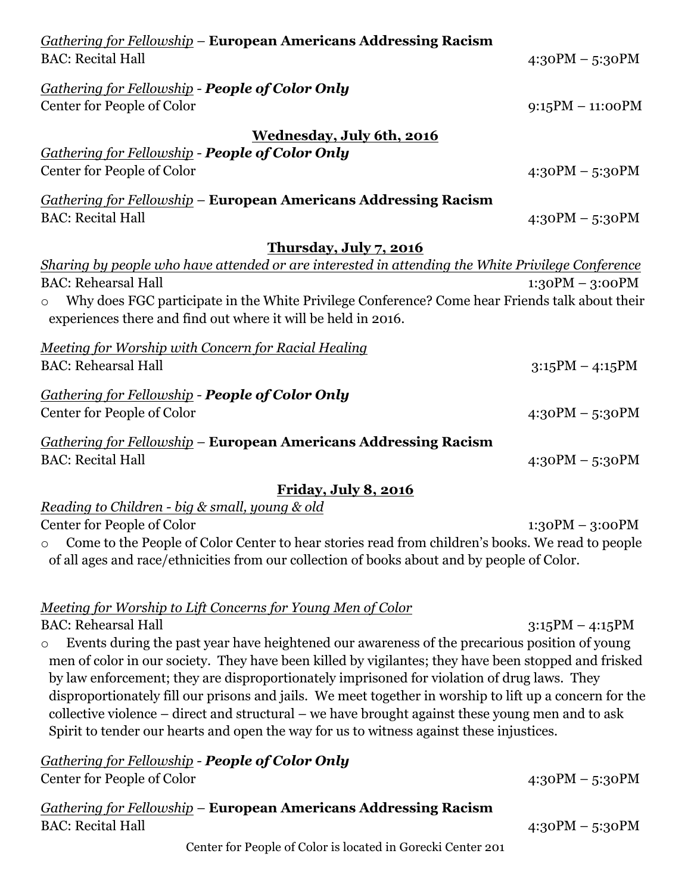*Gathering for Fellowship* – **European Americans Addressing Racism**
BAC: Recital Hall 4:30PM – 5:30PM

*Gathering for Fellowship* - ***People of Color Only***
Center for People of Color 9:15PM – 11:00PM

## Wednesday, July 6th, 2016

*Gathering for Fellowship* - ***People of Color Only***
Center for People of Color 4:30PM – 5:30PM

*Gathering for Fellowship* – **European Americans Addressing Racism**
BAC: Recital Hall 4:30PM – 5:30PM

## Thursday, July 7, 2016

*Sharing by people who have attended or are interested in attending the White Privilege Conference*
BAC: Rehearsal Hall 1:30PM – 3:00PM

- Why does FGC participate in the White Privilege Conference? Come hear Friends talk about their experiences there and find out where it will be held in 2016.

*Meeting for Worship with Concern for Racial Healing*
BAC: Rehearsal Hall 3:15PM – 4:15PM

*Gathering for Fellowship* - ***People of Color Only***
Center for People of Color 4:30PM – 5:30PM

*Gathering for Fellowship* – **European Americans Addressing Racism**
BAC: Recital Hall 4:30PM – 5:30PM

## Friday, July 8, 2016

*Reading to Children - big & small, young & old*
Center for People of Color 1:30PM – 3:00PM

- Come to the People of Color Center to hear stories read from children's books. We read to people of all ages and race/ethnicities from our collection of books about and by people of Color.

*Meeting for Worship to Lift Concerns for Young Men of Color*
BAC: Rehearsal Hall 3:15PM – 4:15PM

- Events during the past year have heightened our awareness of the precarious position of young men of color in our society. They have been killed by vigilantes; they have been stopped and frisked by law enforcement; they are disproportionately imprisoned for violation of drug laws. They disproportionately fill our prisons and jails. We meet together in worship to lift up a concern for the collective violence – direct and structural – we have brought against these young men and to ask Spirit to tender our hearts and open the way for us to witness against these injustices.

*Gathering for Fellowship* - ***People of Color Only***
Center for People of Color 4:30PM – 5:30PM

*Gathering for Fellowship* – **European Americans Addressing Racism**
BAC: Recital Hall 4:30PM – 5:30PM

Center for People of Color is located in Gorecki Center 201